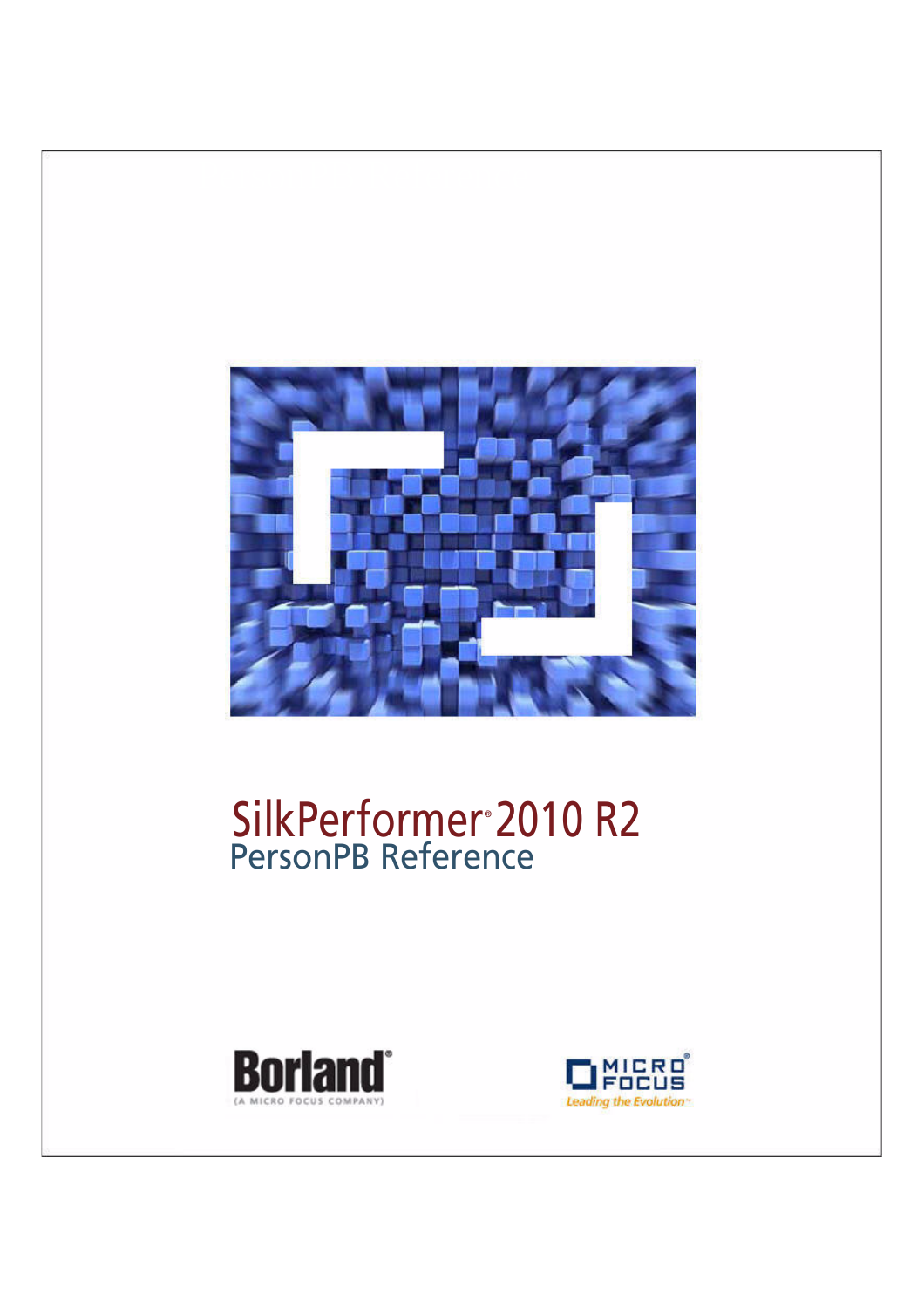# SilkPerformer® 2010 R2

## PersonPB Reference

Borland®

(A MICRO FOCUS COMPANY)

MICRO FOCUS®

Leading the Evolution™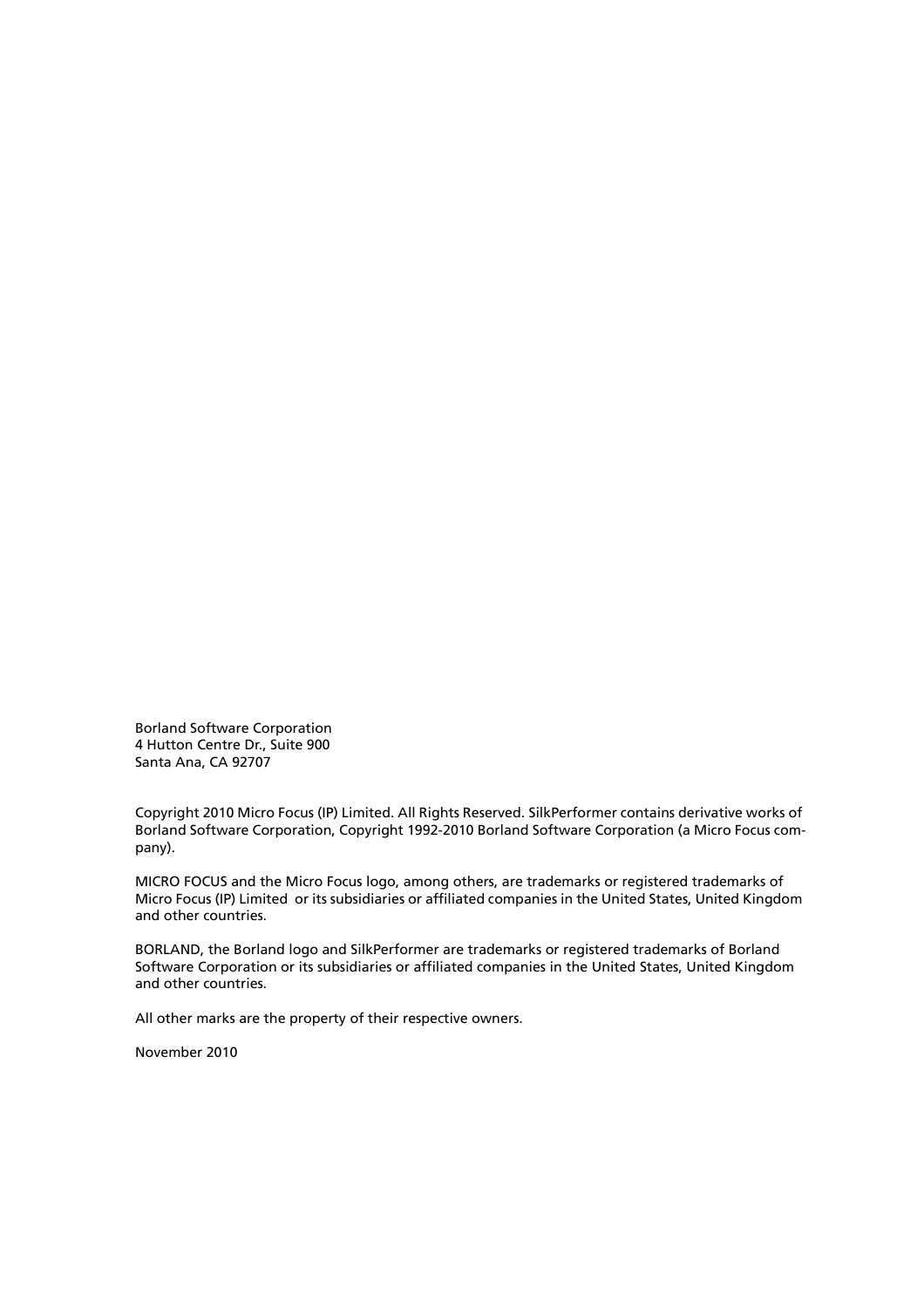Borland Software Corporation
4 Hutton Centre Dr., Suite 900
Santa Ana, CA 92707

Copyright 2010 Micro Focus (IP) Limited. All Rights Reserved. SilkPerformer contains derivative works of Borland Software Corporation, Copyright 1992-2010 Borland Software Corporation (a Micro Focus company).

MICRO FOCUS and the Micro Focus logo, among others, are trademarks or registered trademarks of Micro Focus (IP) Limited or its subsidiaries or affiliated companies in the United States, United Kingdom and other countries.

BORLAND, the Borland logo and SilkPerformer are trademarks or registered trademarks of Borland Software Corporation or its subsidiaries or affiliated companies in the United States, United Kingdom and other countries.

All other marks are the property of their respective owners.

November 2010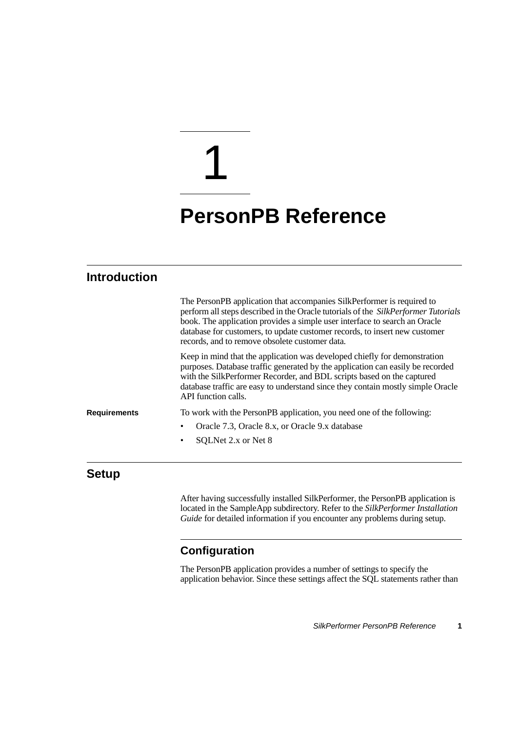# 1

# PersonPB Reference

## Introduction

The PersonPB application that accompanies SilkPerformer is required to perform all steps described in the Oracle tutorials of the *SilkPerformer Tutorials* book. The application provides a simple user interface to search an Oracle database for customers, to update customer records, to insert new customer records, and to remove obsolete customer data.

Keep in mind that the application was developed chiefly for demonstration purposes. Database traffic generated by the application can easily be recorded with the SilkPerformer Recorder, and BDL scripts based on the captured database traffic are easy to understand since they contain mostly simple Oracle API function calls.

**Requirements**

To work with the PersonPB application, you need one of the following:

- Oracle 7.3, Oracle 8.x, or Oracle 9.x database
- SQLNet 2.x or Net 8

## Setup

After having successfully installed SilkPerformer, the PersonPB application is located in the SampleApp subdirectory. Refer to the *SilkPerformer Installation Guide* for detailed information if you encounter any problems during setup.

### Configuration

The PersonPB application provides a number of settings to specify the application behavior. Since these settings affect the SQL statements rather than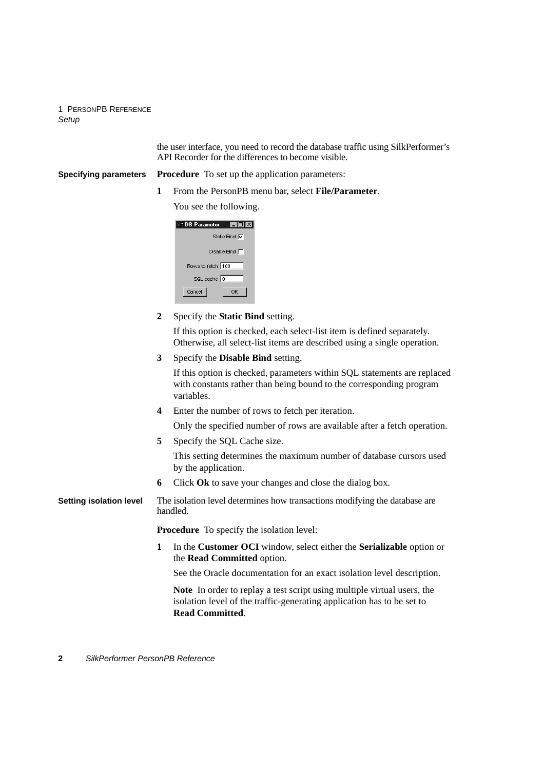the user interface, you need to record the database traffic using SilkPerformer's API Recorder for the differences to become visible.

**Specifying parameters**

**Procedure** To set up the application parameters:

1. From the PersonPB menu bar, select **File/Parameter**.

   You see the following.

2. Specify the **Static Bind** setting.

   If this option is checked, each select-list item is defined separately. Otherwise, all select-list items are described using a single operation.

3. Specify the **Disable Bind** setting.

   If this option is checked, parameters within SQL statements are replaced with constants rather than being bound to the corresponding program variables.

4. Enter the number of rows to fetch per iteration.

   Only the specified number of rows are available after a fetch operation.

5. Specify the SQL Cache size.

   This setting determines the maximum number of database cursors used by the application.

6. Click **Ok** to save your changes and close the dialog box.

**Setting isolation level**

The isolation level determines how transactions modifying the database are handled.

**Procedure** To specify the isolation level:

1. In the **Customer OCI** window, select either the **Serializable** option or the **Read Committed** option.

   See the Oracle documentation for an exact isolation level description.

   **Note** In order to replay a test script using multiple virtual users, the isolation level of the traffic-generating application has to be set to **Read Committed**.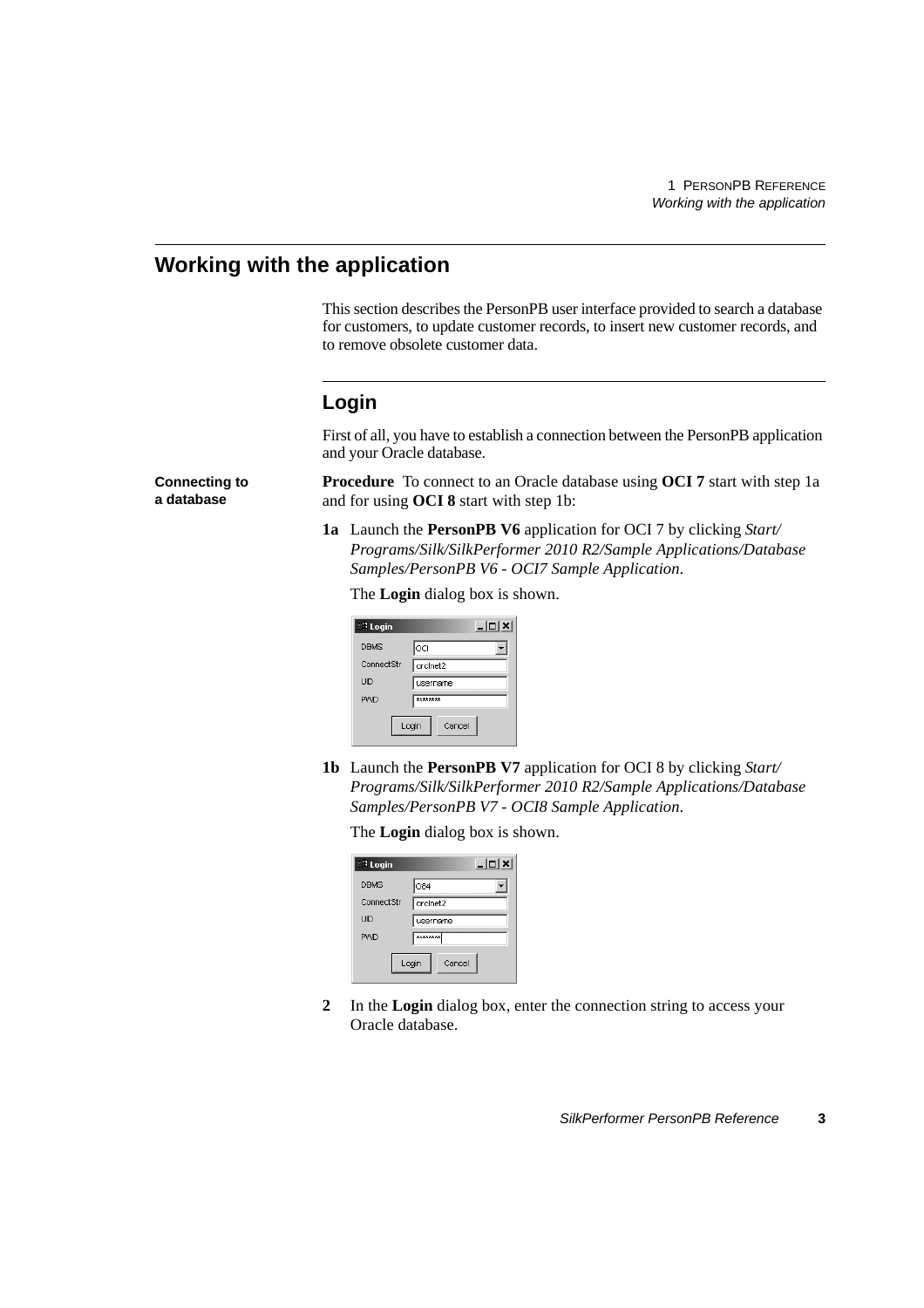## Working with the application

This section describes the PersonPB user interface provided to search a database for customers, to update customer records, to insert new customer records, and to remove obsolete customer data.

### Login

First of all, you have to establish a connection between the PersonPB application and your Oracle database.

**Connecting to a database**

**Procedure** To connect to an Oracle database using **OCI 7** start with step 1a and for using **OCI 8** start with step 1b:

**1a** Launch the **PersonPB V6** application for OCI 7 by clicking *Start/Programs/Silk/SilkPerformer 2010 R2/Sample Applications/Database Samples/PersonPB V6 - OCI7 Sample Application*.

The **Login** dialog box is shown.

**1b** Launch the **PersonPB V7** application for OCI 8 by clicking *Start/Programs/Silk/SilkPerformer 2010 R2/Sample Applications/Database Samples/PersonPB V7 - OCI8 Sample Application*.

The **Login** dialog box is shown.

**2** In the **Login** dialog box, enter the connection string to access your Oracle database.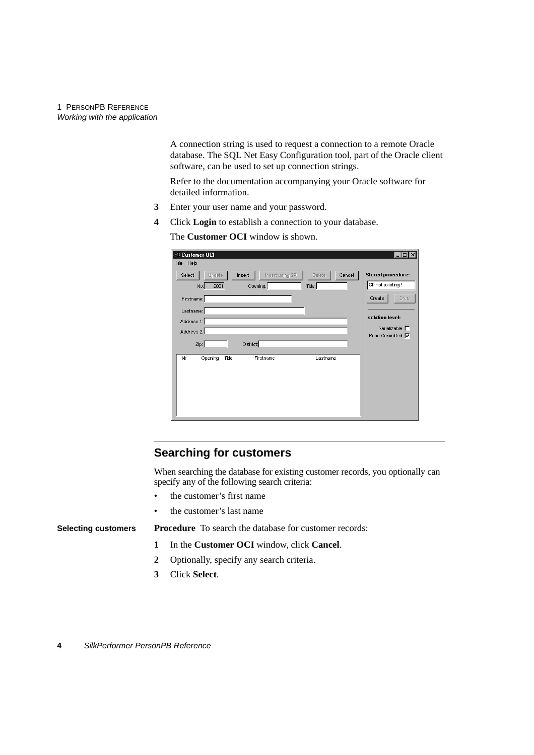A connection string is used to request a connection to a remote Oracle database. The SQL Net Easy Configuration tool, part of the Oracle client software, can be used to set up connection strings.

Refer to the documentation accompanying your Oracle software for detailed information.

3 Enter your user name and your password.
4 Click **Login** to establish a connection to your database.

   The **Customer OCI** window is shown.

## Searching for customers

When searching the database for existing customer records, you optionally can specify any of the following search criteria:

- the customer's first name
- the customer's last name

**Selecting customers**

**Procedure** To search the database for customer records:

1 In the **Customer OCI** window, click **Cancel**.
2 Optionally, specify any search criteria.
3 Click **Select**.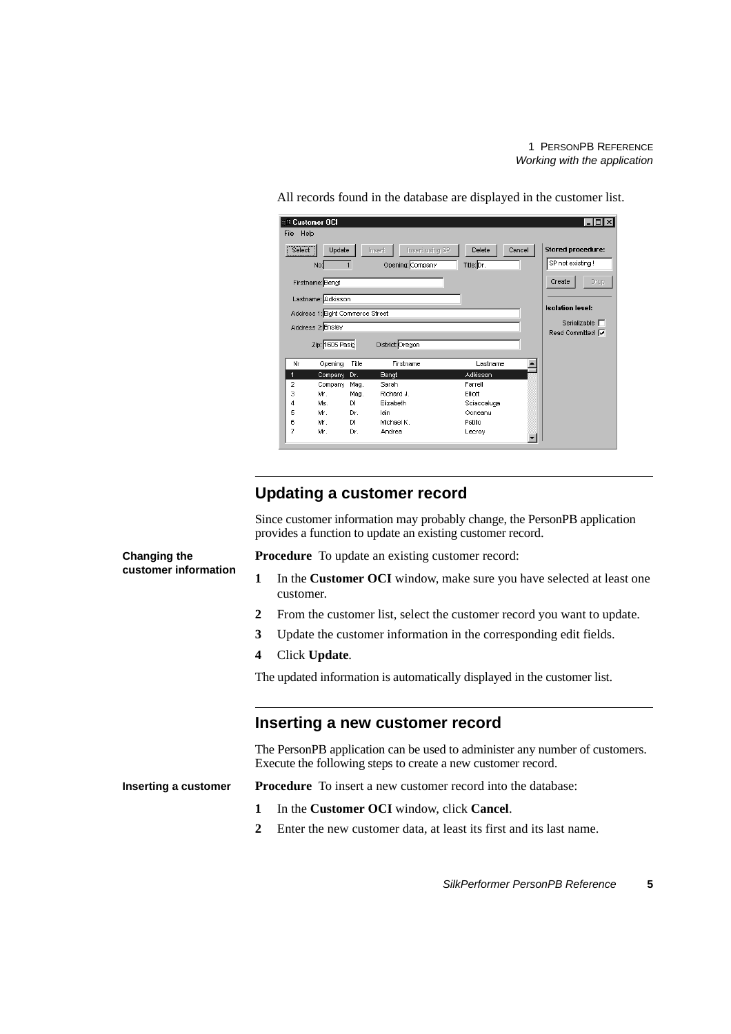All records found in the database are displayed in the customer list.

## Updating a customer record

Since customer information may probably change, the PersonPB application provides a function to update an existing customer record.

**Changing the customer information**

**Procedure** To update an existing customer record:

1. In the **Customer OCI** window, make sure you have selected at least one customer.
2. From the customer list, select the customer record you want to update.
3. Update the customer information in the corresponding edit fields.
4. Click **Update**.

The updated information is automatically displayed in the customer list.

## Inserting a new customer record

The PersonPB application can be used to administer any number of customers. Execute the following steps to create a new customer record.

**Inserting a customer**

**Procedure** To insert a new customer record into the database:

1. In the **Customer OCI** window, click **Cancel**.
2. Enter the new customer data, at least its first and its last name.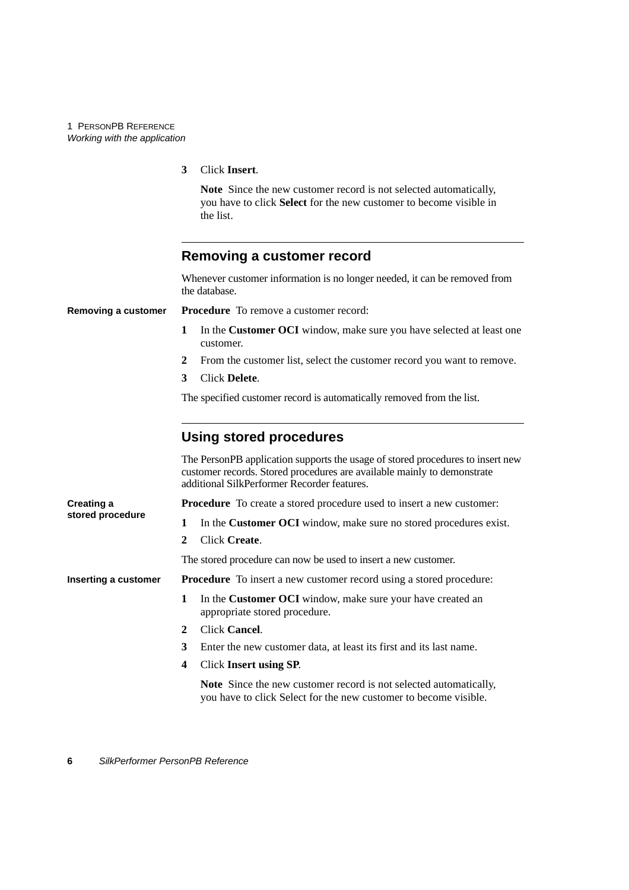3. Click **Insert**.

   **Note** Since the new customer record is not selected automatically, you have to click **Select** for the new customer to become visible in the list.

## Removing a customer record

Whenever customer information is no longer needed, it can be removed from the database.

**Removing a customer**

**Procedure** To remove a customer record:

1. In the **Customer OCI** window, make sure you have selected at least one customer.
2. From the customer list, select the customer record you want to remove.
3. Click **Delete**.

The specified customer record is automatically removed from the list.

## Using stored procedures

The PersonPB application supports the usage of stored procedures to insert new customer records. Stored procedures are available mainly to demonstrate additional SilkPerformer Recorder features.

**Creating a stored procedure**

**Procedure** To create a stored procedure used to insert a new customer:

1. In the **Customer OCI** window, make sure no stored procedures exist.
2. Click **Create**.

The stored procedure can now be used to insert a new customer.

**Inserting a customer**

**Procedure** To insert a new customer record using a stored procedure:

1. In the **Customer OCI** window, make sure your have created an appropriate stored procedure.
2. Click **Cancel**.
3. Enter the new customer data, at least its first and its last name.
4. Click **Insert using SP**.

   **Note** Since the new customer record is not selected automatically, you have to click Select for the new customer to become visible.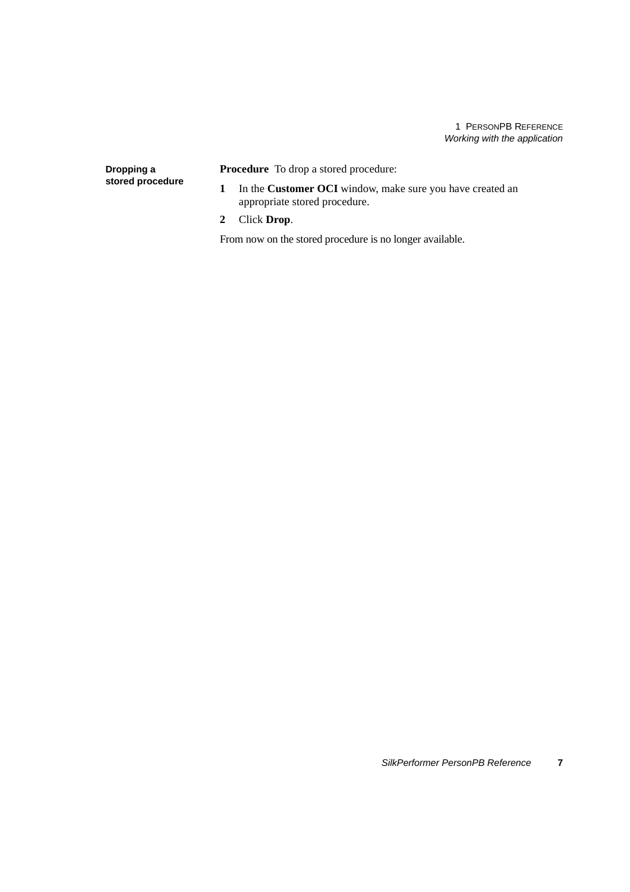### Dropping a stored procedure

**Procedure** To drop a stored procedure:

1. In the **Customer OCI** window, make sure you have created an appropriate stored procedure.
2. Click **Drop**.

From now on the stored procedure is no longer available.